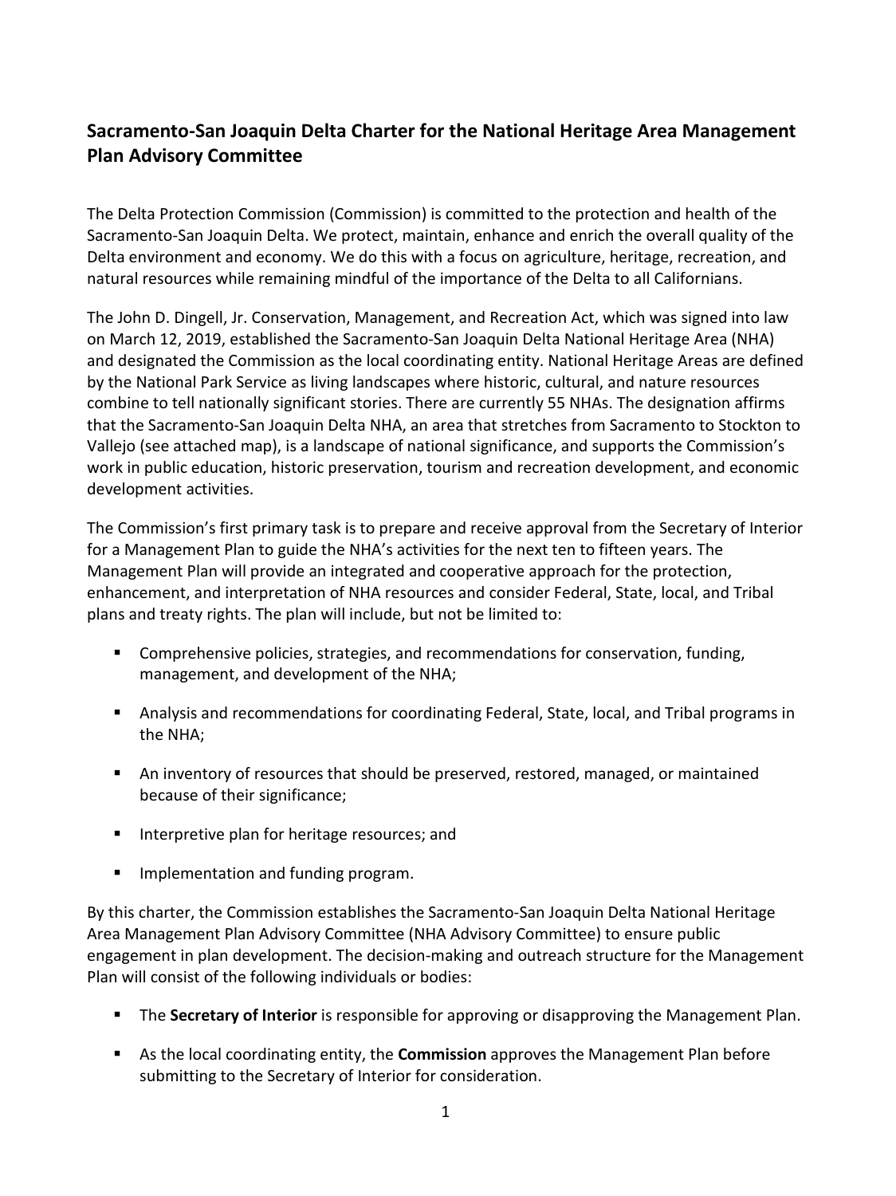## Sacramento-San Joaquin Delta Charter for the National Heritage Area Management Plan Advisory Committee

The Delta Protection Commission (Commission) is committed to the protection and health of the Sacramento-San Joaquin Delta. We protect, maintain, enhance and enrich the overall quality of the Delta environment and economy. We do this with a focus on agriculture, heritage, recreation, and natural resources while remaining mindful of the importance of the Delta to all Californians.

The John D. Dingell, Jr. Conservation, Management, and Recreation Act, which was signed into law on March 12, 2019, established the Sacramento-San Joaquin Delta National Heritage Area (NHA) and designated the Commission as the local coordinating entity. National Heritage Areas are defined by the National Park Service as living landscapes where historic, cultural, and nature resources combine to tell nationally significant stories. There are currently 55 NHAs. The designation affirms that the Sacramento-San Joaquin Delta NHA, an area that stretches from Sacramento to Stockton to Vallejo (see attached map), is a landscape of national significance, and supports the Commission's work in public education, historic preservation, tourism and recreation development, and economic development activities.

The Commission's first primary task is to prepare and receive approval from the Secretary of Interior for a Management Plan to guide the NHA's activities for the next ten to fifteen years. The Management Plan will provide an integrated and cooperative approach for the protection, enhancement, and interpretation of NHA resources and consider Federal, State, local, and Tribal plans and treaty rights. The plan will include, but not be limited to:

- Comprehensive policies, strategies, and recommendations for conservation, funding, management, and development of the NHA;
- Analysis and recommendations for coordinating Federal, State, local, and Tribal programs in the NHA;
- An inventory of resources that should be preserved, restored, managed, or maintained because of their significance;
- Interpretive plan for heritage resources; and
- Implementation and funding program.

By this charter, the Commission establishes the Sacramento-San Joaquin Delta National Heritage Area Management Plan Advisory Committee (NHA Advisory Committee) to ensure public engagement in plan development. The decision-making and outreach structure for the Management Plan will consist of the following individuals or bodies:

- The **Secretary of Interior** is responsible for approving or disapproving the Management Plan.
- As the local coordinating entity, the **Commission** approves the Management Plan before submitting to the Secretary of Interior for consideration.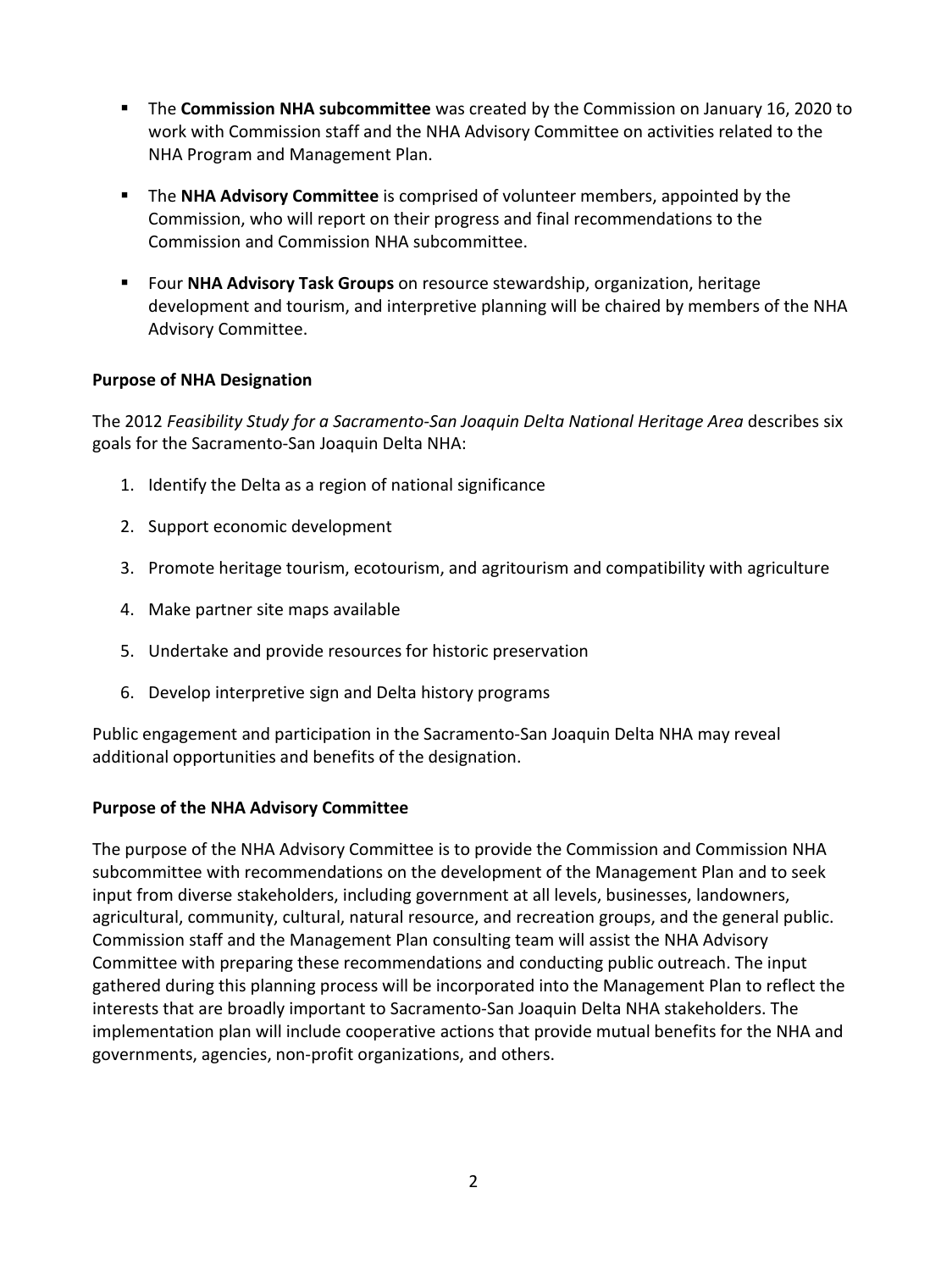- The **Commission NHA subcommittee** was created by the Commission on January 16, 2020 to work with Commission staff and the NHA Advisory Committee on activities related to the NHA Program and Management Plan.

- The **NHA Advisory Committee** is comprised of volunteer members, appointed by the Commission, who will report on their progress and final recommendations to the Commission and Commission NHA subcommittee.

- Four **NHA Advisory Task Groups** on resource stewardship, organization, heritage development and tourism, and interpretive planning will be chaired by members of the NHA Advisory Committee.

**Purpose of NHA Designation**

The 2012 *Feasibility Study for a Sacramento-San Joaquin Delta National Heritage Area* describes six goals for the Sacramento-San Joaquin Delta NHA:

1. Identify the Delta as a region of national significance
2. Support economic development
3. Promote heritage tourism, ecotourism, and agritourism and compatibility with agriculture
4. Make partner site maps available
5. Undertake and provide resources for historic preservation
6. Develop interpretive sign and Delta history programs

Public engagement and participation in the Sacramento-San Joaquin Delta NHA may reveal additional opportunities and benefits of the designation.

**Purpose of the NHA Advisory Committee**

The purpose of the NHA Advisory Committee is to provide the Commission and Commission NHA subcommittee with recommendations on the development of the Management Plan and to seek input from diverse stakeholders, including government at all levels, businesses, landowners, agricultural, community, cultural, natural resource, and recreation groups, and the general public. Commission staff and the Management Plan consulting team will assist the NHA Advisory Committee with preparing these recommendations and conducting public outreach. The input gathered during this planning process will be incorporated into the Management Plan to reflect the interests that are broadly important to Sacramento-San Joaquin Delta NHA stakeholders. The implementation plan will include cooperative actions that provide mutual benefits for the NHA and governments, agencies, non-profit organizations, and others.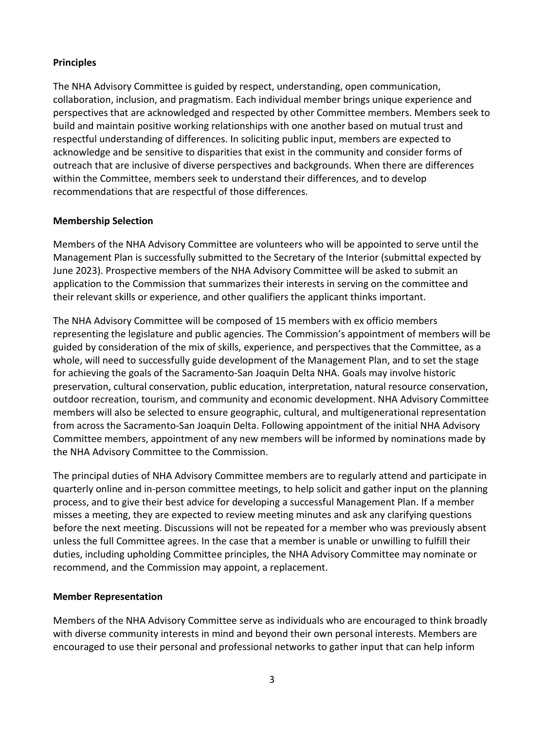**Principles**

The NHA Advisory Committee is guided by respect, understanding, open communication, collaboration, inclusion, and pragmatism. Each individual member brings unique experience and perspectives that are acknowledged and respected by other Committee members. Members seek to build and maintain positive working relationships with one another based on mutual trust and respectful understanding of differences. In soliciting public input, members are expected to acknowledge and be sensitive to disparities that exist in the community and consider forms of outreach that are inclusive of diverse perspectives and backgrounds. When there are differences within the Committee, members seek to understand their differences, and to develop recommendations that are respectful of those differences.

**Membership Selection**

Members of the NHA Advisory Committee are volunteers who will be appointed to serve until the Management Plan is successfully submitted to the Secretary of the Interior (submittal expected by June 2023). Prospective members of the NHA Advisory Committee will be asked to submit an application to the Commission that summarizes their interests in serving on the committee and their relevant skills or experience, and other qualifiers the applicant thinks important.

The NHA Advisory Committee will be composed of 15 members with ex officio members representing the legislature and public agencies. The Commission's appointment of members will be guided by consideration of the mix of skills, experience, and perspectives that the Committee, as a whole, will need to successfully guide development of the Management Plan, and to set the stage for achieving the goals of the Sacramento-San Joaquin Delta NHA. Goals may involve historic preservation, cultural conservation, public education, interpretation, natural resource conservation, outdoor recreation, tourism, and community and economic development. NHA Advisory Committee members will also be selected to ensure geographic, cultural, and multigenerational representation from across the Sacramento-San Joaquin Delta. Following appointment of the initial NHA Advisory Committee members, appointment of any new members will be informed by nominations made by the NHA Advisory Committee to the Commission.

The principal duties of NHA Advisory Committee members are to regularly attend and participate in quarterly online and in-person committee meetings, to help solicit and gather input on the planning process, and to give their best advice for developing a successful Management Plan. If a member misses a meeting, they are expected to review meeting minutes and ask any clarifying questions before the next meeting. Discussions will not be repeated for a member who was previously absent unless the full Committee agrees. In the case that a member is unable or unwilling to fulfill their duties, including upholding Committee principles, the NHA Advisory Committee may nominate or recommend, and the Commission may appoint, a replacement.

**Member Representation**

Members of the NHA Advisory Committee serve as individuals who are encouraged to think broadly with diverse community interests in mind and beyond their own personal interests. Members are encouraged to use their personal and professional networks to gather input that can help inform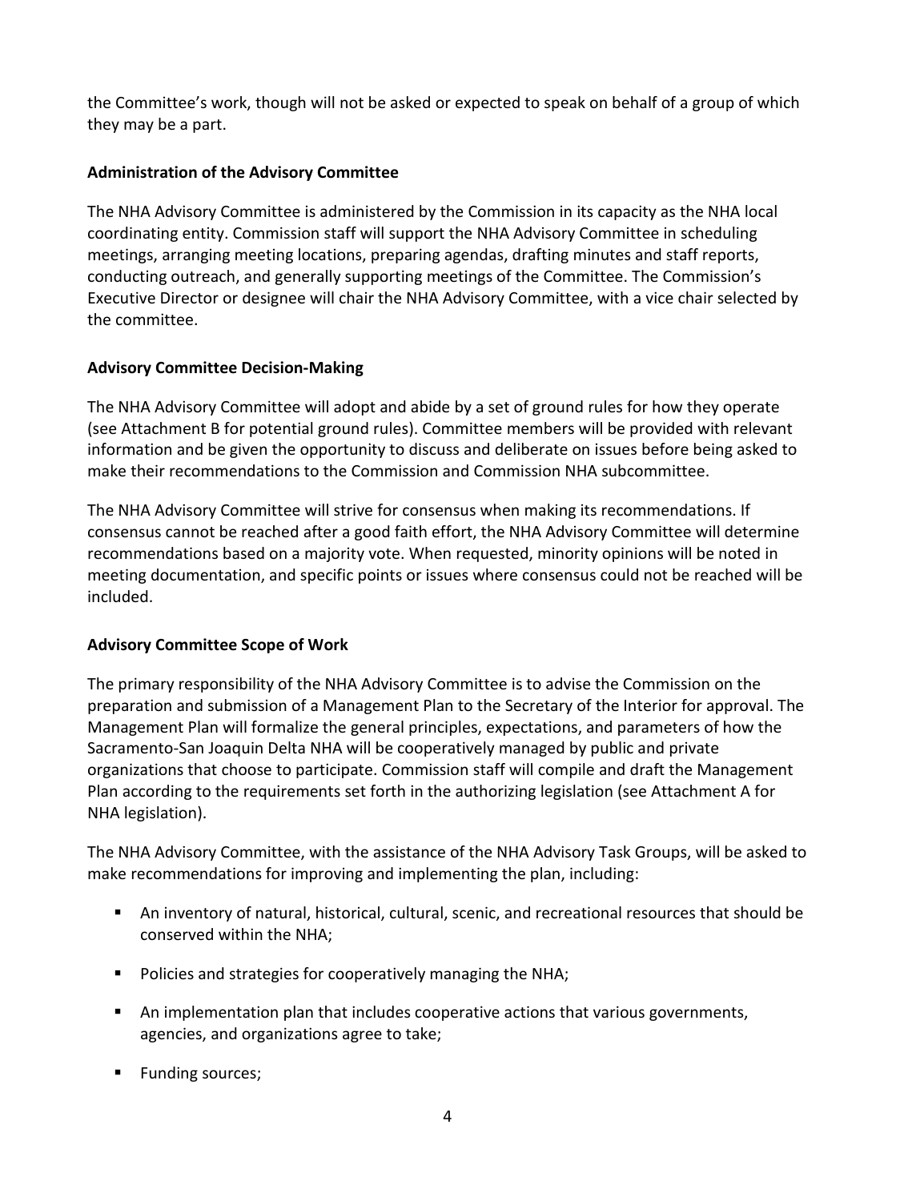the Committee's work, though will not be asked or expected to speak on behalf of a group of which they may be a part.

**Administration of the Advisory Committee**

The NHA Advisory Committee is administered by the Commission in its capacity as the NHA local coordinating entity. Commission staff will support the NHA Advisory Committee in scheduling meetings, arranging meeting locations, preparing agendas, drafting minutes and staff reports, conducting outreach, and generally supporting meetings of the Committee. The Commission's Executive Director or designee will chair the NHA Advisory Committee, with a vice chair selected by the committee.

**Advisory Committee Decision-Making**

The NHA Advisory Committee will adopt and abide by a set of ground rules for how they operate (see Attachment B for potential ground rules). Committee members will be provided with relevant information and be given the opportunity to discuss and deliberate on issues before being asked to make their recommendations to the Commission and Commission NHA subcommittee.

The NHA Advisory Committee will strive for consensus when making its recommendations. If consensus cannot be reached after a good faith effort, the NHA Advisory Committee will determine recommendations based on a majority vote. When requested, minority opinions will be noted in meeting documentation, and specific points or issues where consensus could not be reached will be included.

**Advisory Committee Scope of Work**

The primary responsibility of the NHA Advisory Committee is to advise the Commission on the preparation and submission of a Management Plan to the Secretary of the Interior for approval. The Management Plan will formalize the general principles, expectations, and parameters of how the Sacramento-San Joaquin Delta NHA will be cooperatively managed by public and private organizations that choose to participate. Commission staff will compile and draft the Management Plan according to the requirements set forth in the authorizing legislation (see Attachment A for NHA legislation).

The NHA Advisory Committee, with the assistance of the NHA Advisory Task Groups, will be asked to make recommendations for improving and implementing the plan, including:

- An inventory of natural, historical, cultural, scenic, and recreational resources that should be conserved within the NHA;
- Policies and strategies for cooperatively managing the NHA;
- An implementation plan that includes cooperative actions that various governments, agencies, and organizations agree to take;
- Funding sources;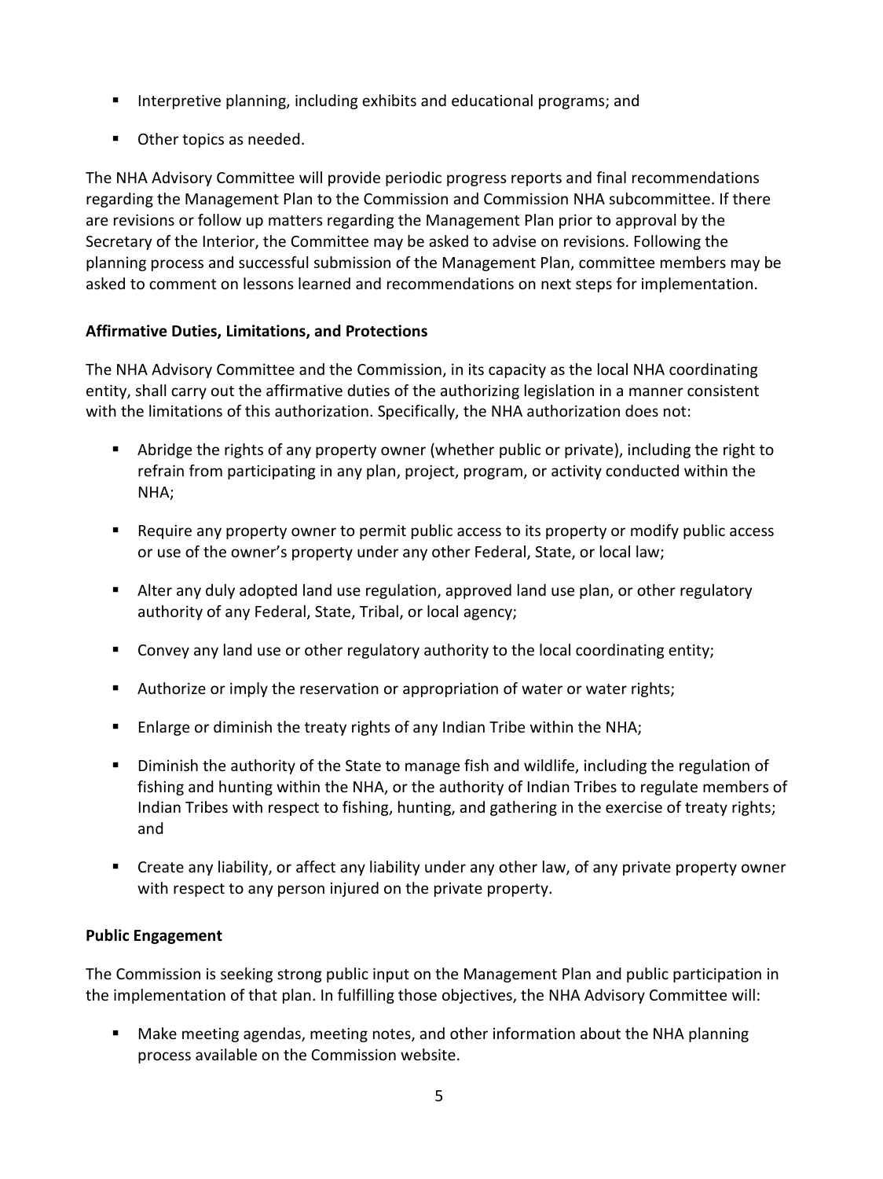- Interpretive planning, including exhibits and educational programs; and
- Other topics as needed.

The NHA Advisory Committee will provide periodic progress reports and final recommendations regarding the Management Plan to the Commission and Commission NHA subcommittee. If there are revisions or follow up matters regarding the Management Plan prior to approval by the Secretary of the Interior, the Committee may be asked to advise on revisions. Following the planning process and successful submission of the Management Plan, committee members may be asked to comment on lessons learned and recommendations on next steps for implementation.

**Affirmative Duties, Limitations, and Protections**

The NHA Advisory Committee and the Commission, in its capacity as the local NHA coordinating entity, shall carry out the affirmative duties of the authorizing legislation in a manner consistent with the limitations of this authorization. Specifically, the NHA authorization does not:

- Abridge the rights of any property owner (whether public or private), including the right to refrain from participating in any plan, project, program, or activity conducted within the NHA;
- Require any property owner to permit public access to its property or modify public access or use of the owner's property under any other Federal, State, or local law;
- Alter any duly adopted land use regulation, approved land use plan, or other regulatory authority of any Federal, State, Tribal, or local agency;
- Convey any land use or other regulatory authority to the local coordinating entity;
- Authorize or imply the reservation or appropriation of water or water rights;
- Enlarge or diminish the treaty rights of any Indian Tribe within the NHA;
- Diminish the authority of the State to manage fish and wildlife, including the regulation of fishing and hunting within the NHA, or the authority of Indian Tribes to regulate members of Indian Tribes with respect to fishing, hunting, and gathering in the exercise of treaty rights; and
- Create any liability, or affect any liability under any other law, of any private property owner with respect to any person injured on the private property.

**Public Engagement**

The Commission is seeking strong public input on the Management Plan and public participation in the implementation of that plan. In fulfilling those objectives, the NHA Advisory Committee will:

- Make meeting agendas, meeting notes, and other information about the NHA planning process available on the Commission website.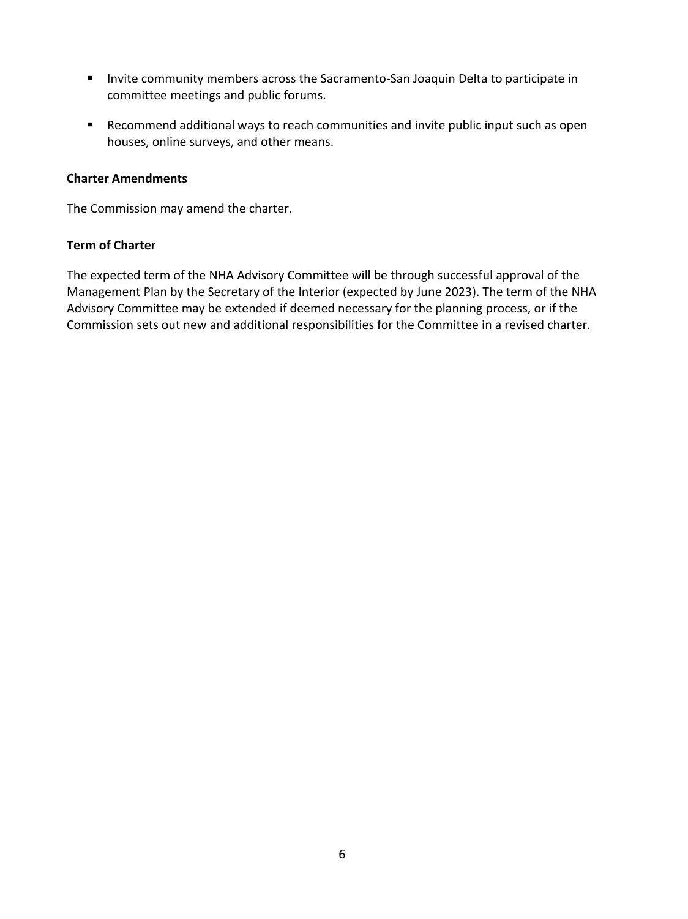- Invite community members across the Sacramento-San Joaquin Delta to participate in committee meetings and public forums.

- Recommend additional ways to reach communities and invite public input such as open houses, online surveys, and other means.

**Charter Amendments**

The Commission may amend the charter.

**Term of Charter**

The expected term of the NHA Advisory Committee will be through successful approval of the Management Plan by the Secretary of the Interior (expected by June 2023). The term of the NHA Advisory Committee may be extended if deemed necessary for the planning process, or if the Commission sets out new and additional responsibilities for the Committee in a revised charter.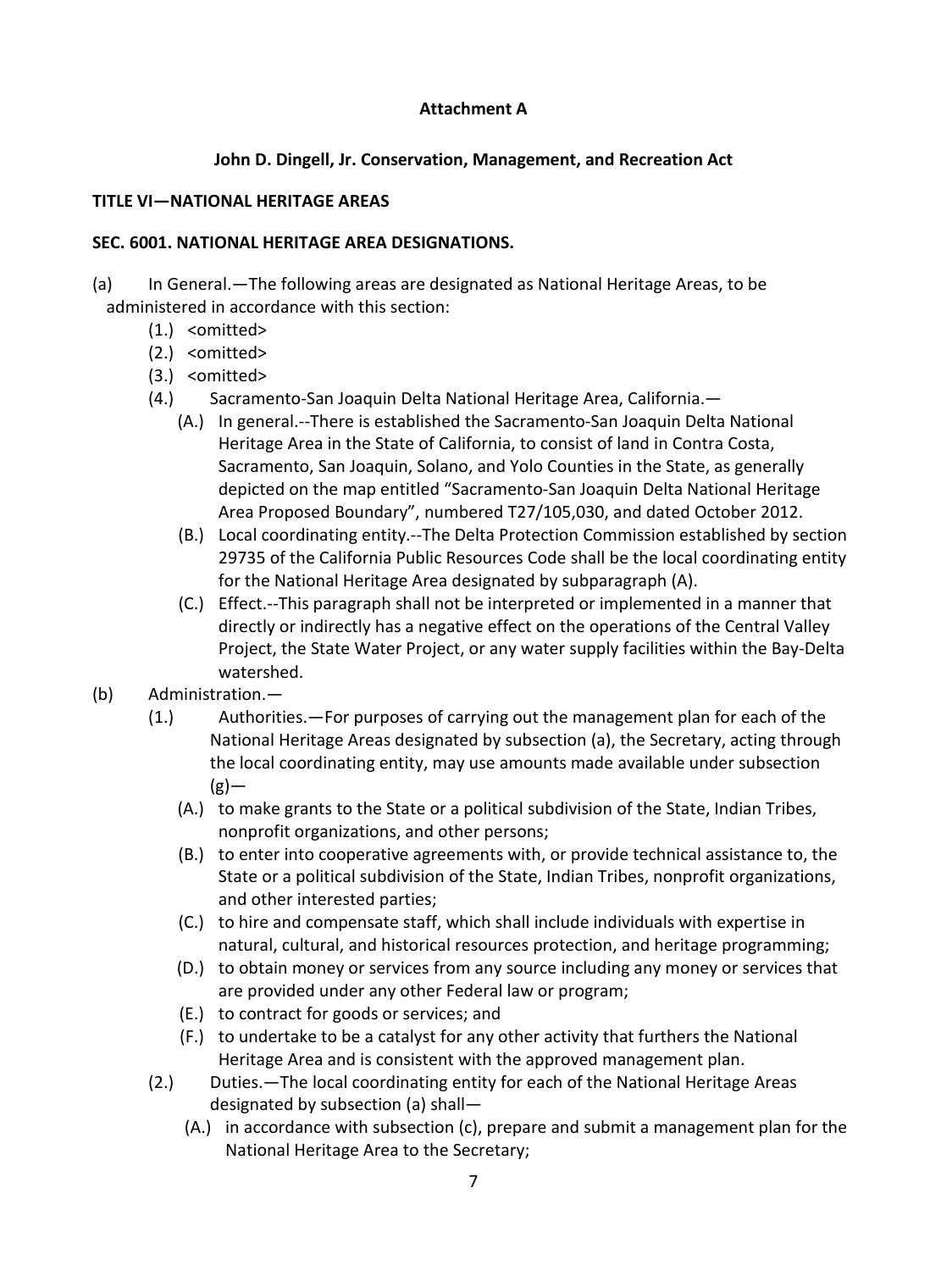**Attachment A**

**John D. Dingell, Jr. Conservation, Management, and Recreation Act**

**TITLE VI—NATIONAL HERITAGE AREAS**

**SEC. 6001. NATIONAL HERITAGE AREA DESIGNATIONS.**

(a) In General.—The following areas are designated as National Heritage Areas, to be administered in accordance with this section:

- (1.) <omitted>
- (2.) <omitted>
- (3.) <omitted>
- (4.) Sacramento-San Joaquin Delta National Heritage Area, California.—
  - (A.) In general.--There is established the Sacramento-San Joaquin Delta National Heritage Area in the State of California, to consist of land in Contra Costa, Sacramento, San Joaquin, Solano, and Yolo Counties in the State, as generally depicted on the map entitled "Sacramento-San Joaquin Delta National Heritage Area Proposed Boundary", numbered T27/105,030, and dated October 2012.
  - (B.) Local coordinating entity.--The Delta Protection Commission established by section 29735 of the California Public Resources Code shall be the local coordinating entity for the National Heritage Area designated by subparagraph (A).
  - (C.) Effect.--This paragraph shall not be interpreted or implemented in a manner that directly or indirectly has a negative effect on the operations of the Central Valley Project, the State Water Project, or any water supply facilities within the Bay-Delta watershed.

(b) Administration.—

- (1.) Authorities.—For purposes of carrying out the management plan for each of the National Heritage Areas designated by subsection (a), the Secretary, acting through the local coordinating entity, may use amounts made available under subsection (g)—
  - (A.) to make grants to the State or a political subdivision of the State, Indian Tribes, nonprofit organizations, and other persons;
  - (B.) to enter into cooperative agreements with, or provide technical assistance to, the State or a political subdivision of the State, Indian Tribes, nonprofit organizations, and other interested parties;
  - (C.) to hire and compensate staff, which shall include individuals with expertise in natural, cultural, and historical resources protection, and heritage programming;
  - (D.) to obtain money or services from any source including any money or services that are provided under any other Federal law or program;
  - (E.) to contract for goods or services; and
  - (F.) to undertake to be a catalyst for any other activity that furthers the National Heritage Area and is consistent with the approved management plan.
- (2.) Duties.—The local coordinating entity for each of the National Heritage Areas designated by subsection (a) shall—
  - (A.) in accordance with subsection (c), prepare and submit a management plan for the National Heritage Area to the Secretary;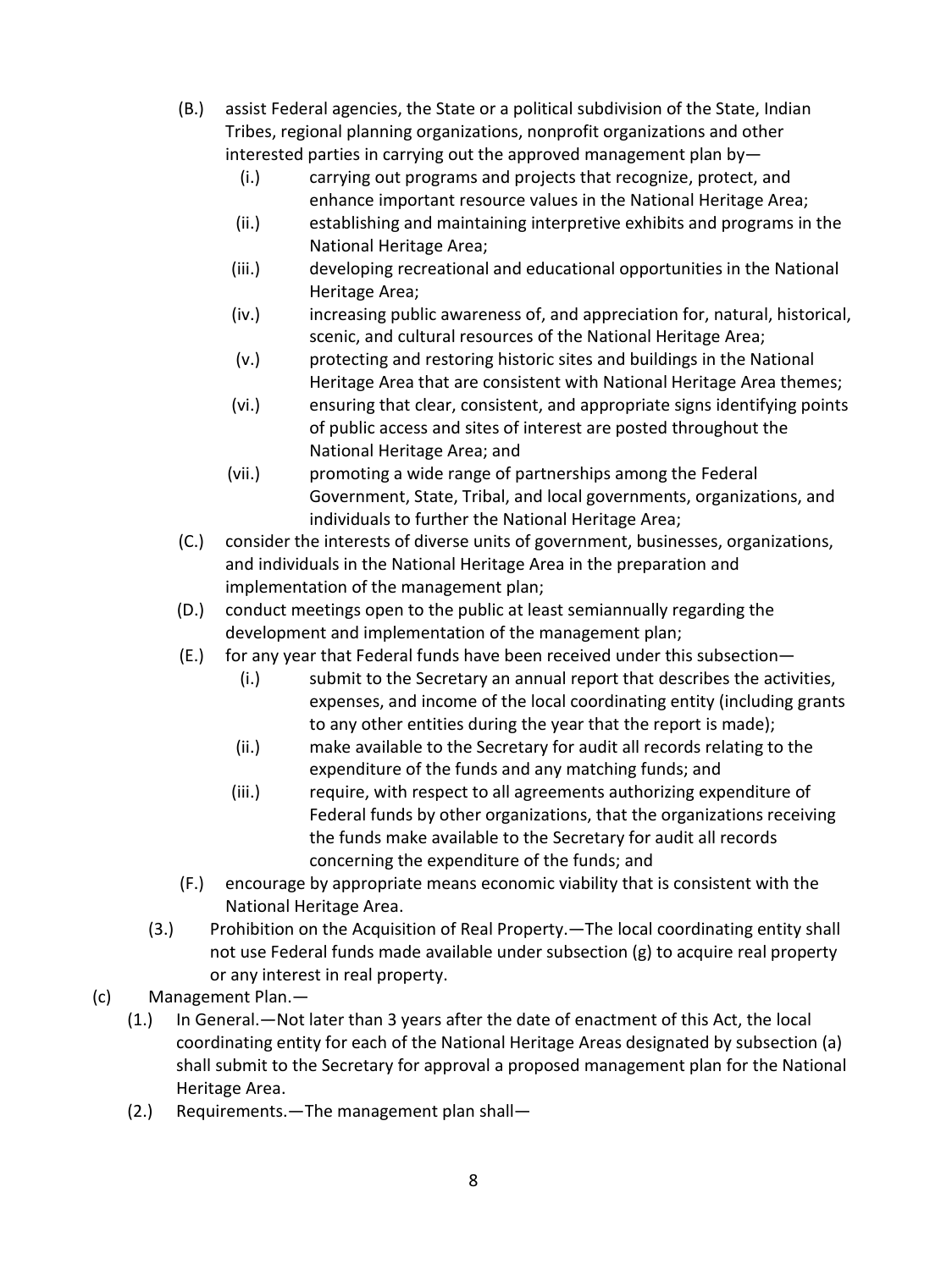(B.) assist Federal agencies, the State or a political subdivision of the State, Indian Tribes, regional planning organizations, nonprofit organizations and other interested parties in carrying out the approved management plan by—

(i.) carrying out programs and projects that recognize, protect, and enhance important resource values in the National Heritage Area;

(ii.) establishing and maintaining interpretive exhibits and programs in the National Heritage Area;

(iii.) developing recreational and educational opportunities in the National Heritage Area;

(iv.) increasing public awareness of, and appreciation for, natural, historical, scenic, and cultural resources of the National Heritage Area;

(v.) protecting and restoring historic sites and buildings in the National Heritage Area that are consistent with National Heritage Area themes;

(vi.) ensuring that clear, consistent, and appropriate signs identifying points of public access and sites of interest are posted throughout the National Heritage Area; and

(vii.) promoting a wide range of partnerships among the Federal Government, State, Tribal, and local governments, organizations, and individuals to further the National Heritage Area;

(C.) consider the interests of diverse units of government, businesses, organizations, and individuals in the National Heritage Area in the preparation and implementation of the management plan;

(D.) conduct meetings open to the public at least semiannually regarding the development and implementation of the management plan;

(E.) for any year that Federal funds have been received under this subsection—

(i.) submit to the Secretary an annual report that describes the activities, expenses, and income of the local coordinating entity (including grants to any other entities during the year that the report is made);

(ii.) make available to the Secretary for audit all records relating to the expenditure of the funds and any matching funds; and

(iii.) require, with respect to all agreements authorizing expenditure of Federal funds by other organizations, that the organizations receiving the funds make available to the Secretary for audit all records concerning the expenditure of the funds; and

(F.) encourage by appropriate means economic viability that is consistent with the National Heritage Area.

(3.) Prohibition on the Acquisition of Real Property.—The local coordinating entity shall not use Federal funds made available under subsection (g) to acquire real property or any interest in real property.

(c) Management Plan.—

(1.) In General.—Not later than 3 years after the date of enactment of this Act, the local coordinating entity for each of the National Heritage Areas designated by subsection (a) shall submit to the Secretary for approval a proposed management plan for the National Heritage Area.

(2.) Requirements.—The management plan shall—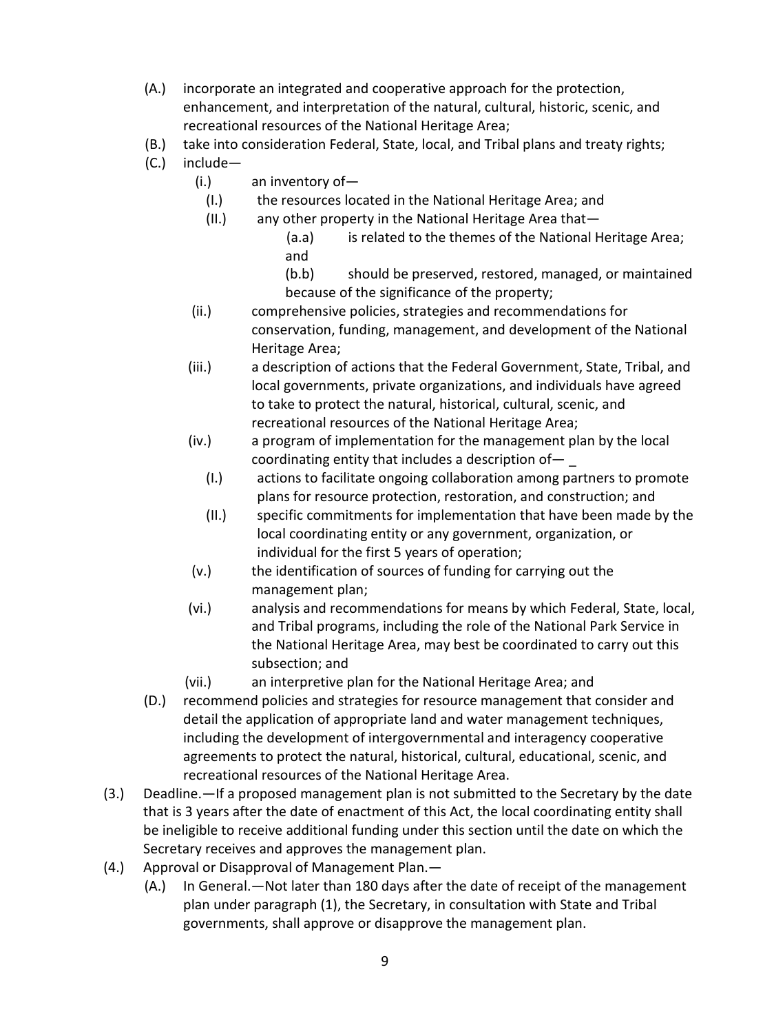(A.) incorporate an integrated and cooperative approach for the protection, enhancement, and interpretation of the natural, cultural, historic, scenic, and recreational resources of the National Heritage Area;

(B.) take into consideration Federal, State, local, and Tribal plans and treaty rights;

(C.) include—

(i.) an inventory of—

(I.) the resources located in the National Heritage Area; and

(II.) any other property in the National Heritage Area that—

(a.a) is related to the themes of the National Heritage Area; and

(b.b) should be preserved, restored, managed, or maintained because of the significance of the property;

(ii.) comprehensive policies, strategies and recommendations for conservation, funding, management, and development of the National Heritage Area;

(iii.) a description of actions that the Federal Government, State, Tribal, and local governments, private organizations, and individuals have agreed to take to protect the natural, historical, cultural, scenic, and recreational resources of the National Heritage Area;

(iv.) a program of implementation for the management plan by the local coordinating entity that includes a description of— _

(I.) actions to facilitate ongoing collaboration among partners to promote plans for resource protection, restoration, and construction; and

(II.) specific commitments for implementation that have been made by the local coordinating entity or any government, organization, or individual for the first 5 years of operation;

(v.) the identification of sources of funding for carrying out the management plan;

(vi.) analysis and recommendations for means by which Federal, State, local, and Tribal programs, including the role of the National Park Service in the National Heritage Area, may best be coordinated to carry out this subsection; and

(vii.) an interpretive plan for the National Heritage Area; and

(D.) recommend policies and strategies for resource management that consider and detail the application of appropriate land and water management techniques, including the development of intergovernmental and interagency cooperative agreements to protect the natural, historical, cultural, educational, scenic, and recreational resources of the National Heritage Area.

(3.) Deadline.—If a proposed management plan is not submitted to the Secretary by the date that is 3 years after the date of enactment of this Act, the local coordinating entity shall be ineligible to receive additional funding under this section until the date on which the Secretary receives and approves the management plan.

(4.) Approval or Disapproval of Management Plan.—

(A.) In General.—Not later than 180 days after the date of receipt of the management plan under paragraph (1), the Secretary, in consultation with State and Tribal governments, shall approve or disapprove the management plan.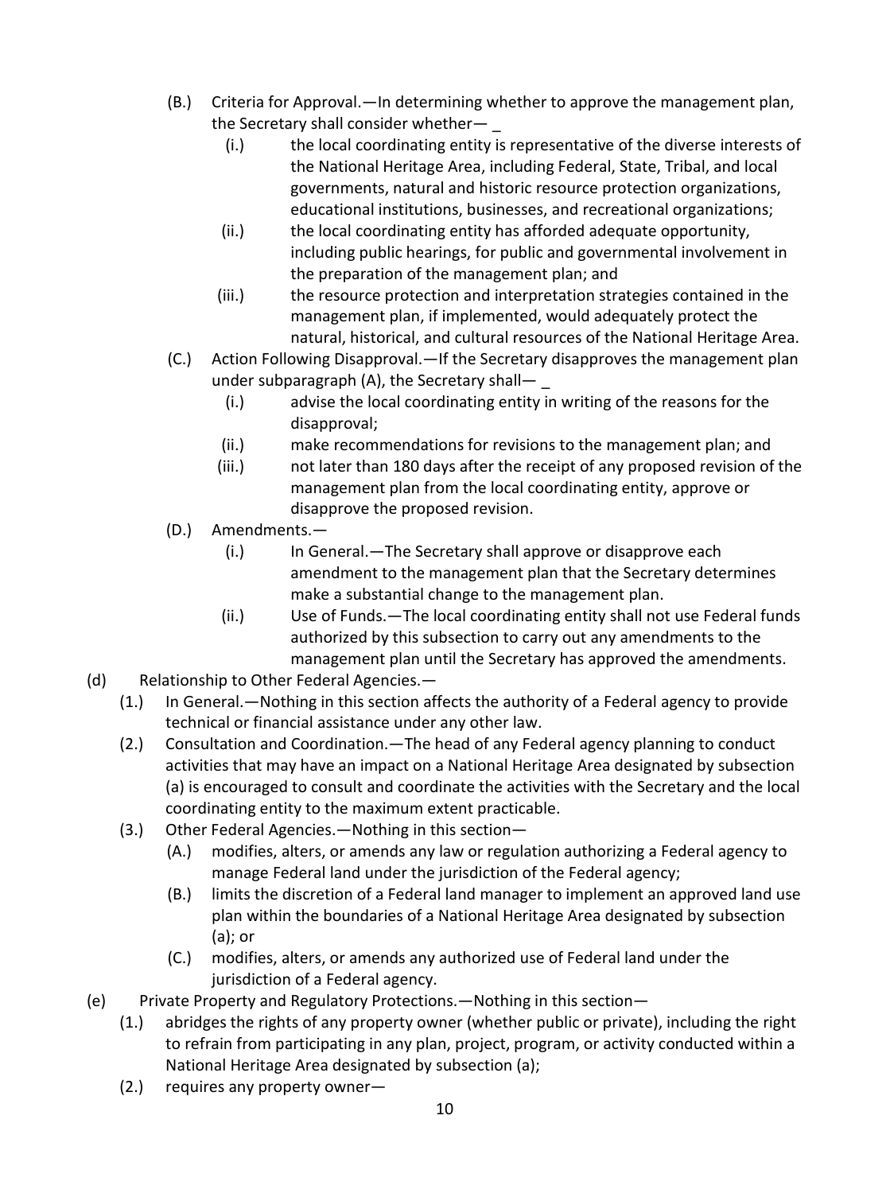- (B.) Criteria for Approval.—In determining whether to approve the management plan, the Secretary shall consider whether— _
  - (i.) the local coordinating entity is representative of the diverse interests of the National Heritage Area, including Federal, State, Tribal, and local governments, natural and historic resource protection organizations, educational institutions, businesses, and recreational organizations;
  - (ii.) the local coordinating entity has afforded adequate opportunity, including public hearings, for public and governmental involvement in the preparation of the management plan; and
  - (iii.) the resource protection and interpretation strategies contained in the management plan, if implemented, would adequately protect the natural, historical, and cultural resources of the National Heritage Area.
- (C.) Action Following Disapproval.—If the Secretary disapproves the management plan under subparagraph (A), the Secretary shall— _
  - (i.) advise the local coordinating entity in writing of the reasons for the disapproval;
  - (ii.) make recommendations for revisions to the management plan; and
  - (iii.) not later than 180 days after the receipt of any proposed revision of the management plan from the local coordinating entity, approve or disapprove the proposed revision.
- (D.) Amendments.—
  - (i.) In General.—The Secretary shall approve or disapprove each amendment to the management plan that the Secretary determines make a substantial change to the management plan.
  - (ii.) Use of Funds.—The local coordinating entity shall not use Federal funds authorized by this subsection to carry out any amendments to the management plan until the Secretary has approved the amendments.

(d) Relationship to Other Federal Agencies.—

- (1.) In General.—Nothing in this section affects the authority of a Federal agency to provide technical or financial assistance under any other law.
- (2.) Consultation and Coordination.—The head of any Federal agency planning to conduct activities that may have an impact on a National Heritage Area designated by subsection (a) is encouraged to consult and coordinate the activities with the Secretary and the local coordinating entity to the maximum extent practicable.
- (3.) Other Federal Agencies.—Nothing in this section—
  - (A.) modifies, alters, or amends any law or regulation authorizing a Federal agency to manage Federal land under the jurisdiction of the Federal agency;
  - (B.) limits the discretion of a Federal land manager to implement an approved land use plan within the boundaries of a National Heritage Area designated by subsection (a); or
  - (C.) modifies, alters, or amends any authorized use of Federal land under the jurisdiction of a Federal agency.

(e) Private Property and Regulatory Protections.—Nothing in this section—

- (1.) abridges the rights of any property owner (whether public or private), including the right to refrain from participating in any plan, project, program, or activity conducted within a National Heritage Area designated by subsection (a);
- (2.) requires any property owner—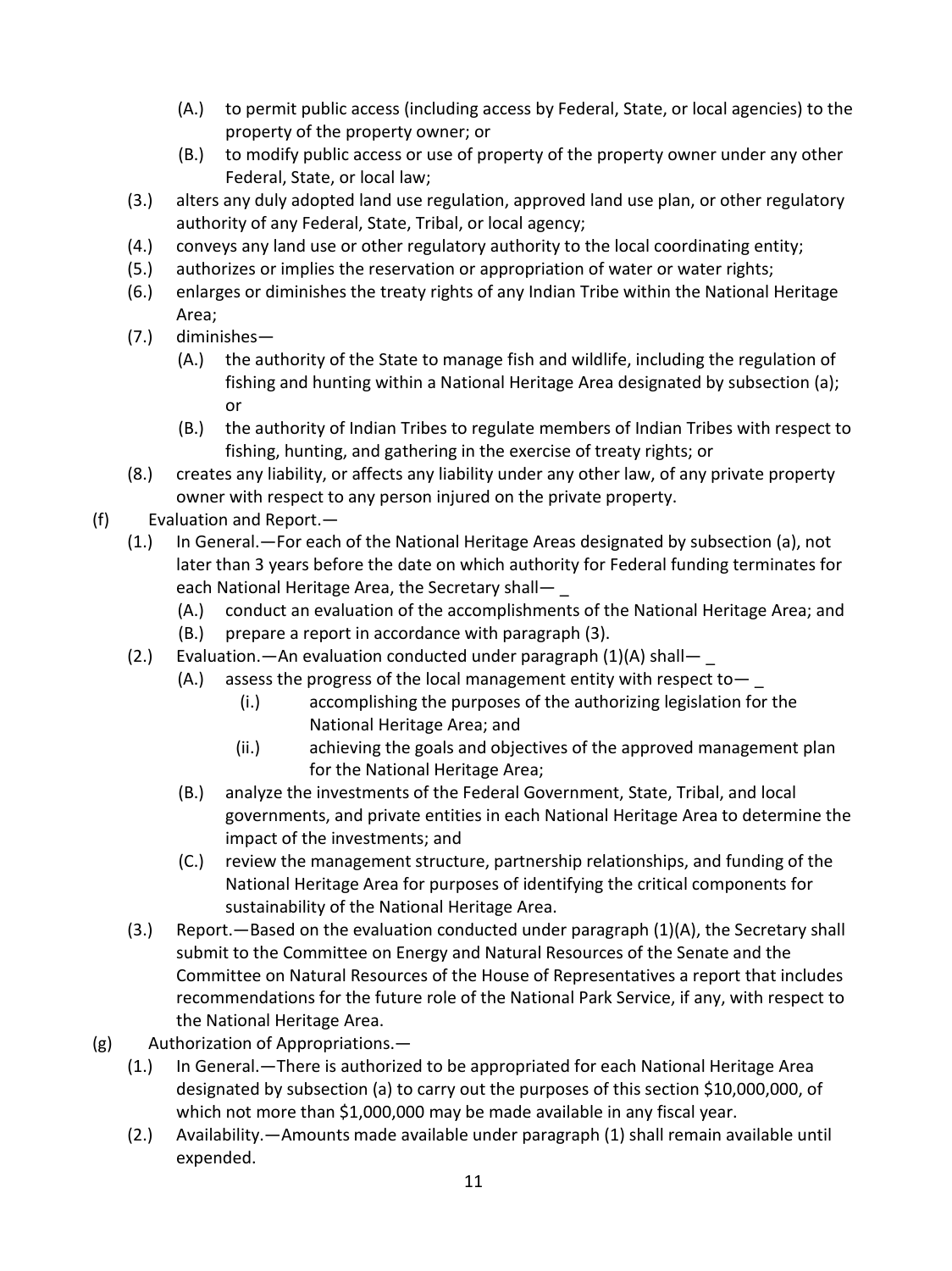- (A.) to permit public access (including access by Federal, State, or local agencies) to the property of the property owner; or
- (B.) to modify public access or use of property of the property owner under any other Federal, State, or local law;

(3.) alters any duly adopted land use regulation, approved land use plan, or other regulatory authority of any Federal, State, Tribal, or local agency;

(4.) conveys any land use or other regulatory authority to the local coordinating entity;

(5.) authorizes or implies the reservation or appropriation of water or water rights;

(6.) enlarges or diminishes the treaty rights of any Indian Tribe within the National Heritage Area;

(7.) diminishes—

- (A.) the authority of the State to manage fish and wildlife, including the regulation of fishing and hunting within a National Heritage Area designated by subsection (a); or
- (B.) the authority of Indian Tribes to regulate members of Indian Tribes with respect to fishing, hunting, and gathering in the exercise of treaty rights; or

(8.) creates any liability, or affects any liability under any other law, of any private property owner with respect to any person injured on the private property.

(f) Evaluation and Report.—

(1.) In General.—For each of the National Heritage Areas designated by subsection (a), not later than 3 years before the date on which authority for Federal funding terminates for each National Heritage Area, the Secretary shall— _

- (A.) conduct an evaluation of the accomplishments of the National Heritage Area; and
- (B.) prepare a report in accordance with paragraph (3).

(2.) Evaluation.—An evaluation conducted under paragraph (1)(A) shall— _

- (A.) assess the progress of the local management entity with respect to— _
  - (i.) accomplishing the purposes of the authorizing legislation for the National Heritage Area; and
  - (ii.) achieving the goals and objectives of the approved management plan for the National Heritage Area;
- (B.) analyze the investments of the Federal Government, State, Tribal, and local governments, and private entities in each National Heritage Area to determine the impact of the investments; and
- (C.) review the management structure, partnership relationships, and funding of the National Heritage Area for purposes of identifying the critical components for sustainability of the National Heritage Area.

(3.) Report.—Based on the evaluation conducted under paragraph (1)(A), the Secretary shall submit to the Committee on Energy and Natural Resources of the Senate and the Committee on Natural Resources of the House of Representatives a report that includes recommendations for the future role of the National Park Service, if any, with respect to the National Heritage Area.

(g) Authorization of Appropriations.—

(1.) In General.—There is authorized to be appropriated for each National Heritage Area designated by subsection (a) to carry out the purposes of this section $10,000,000, of which not more than $1,000,000 may be made available in any fiscal year.

(2.) Availability.—Amounts made available under paragraph (1) shall remain available until expended.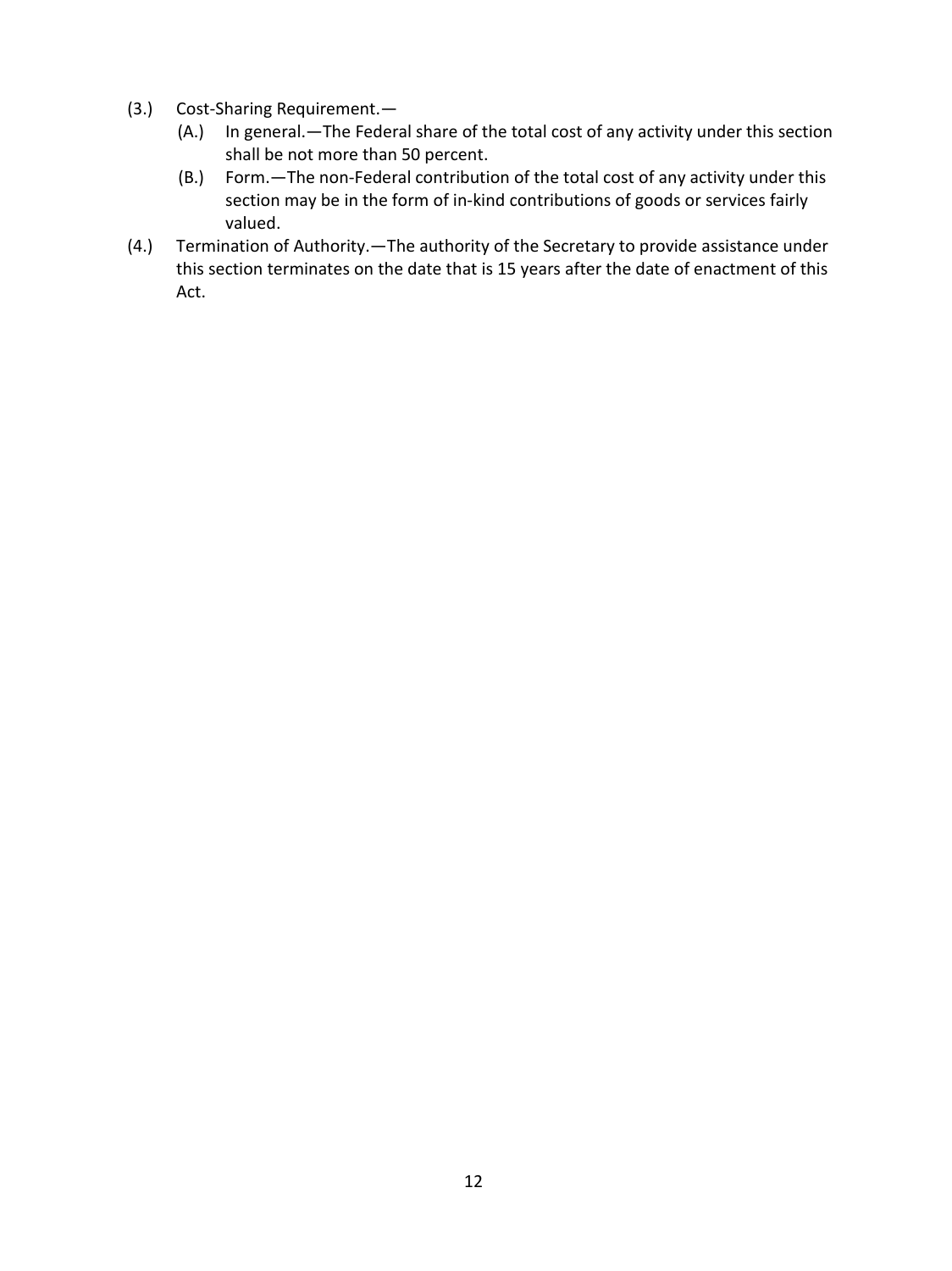(3.) Cost-Sharing Requirement.—

   (A.) In general.—The Federal share of the total cost of any activity under this section shall be not more than 50 percent.

   (B.) Form.—The non-Federal contribution of the total cost of any activity under this section may be in the form of in-kind contributions of goods or services fairly valued.

(4.) Termination of Authority.—The authority of the Secretary to provide assistance under this section terminates on the date that is 15 years after the date of enactment of this Act.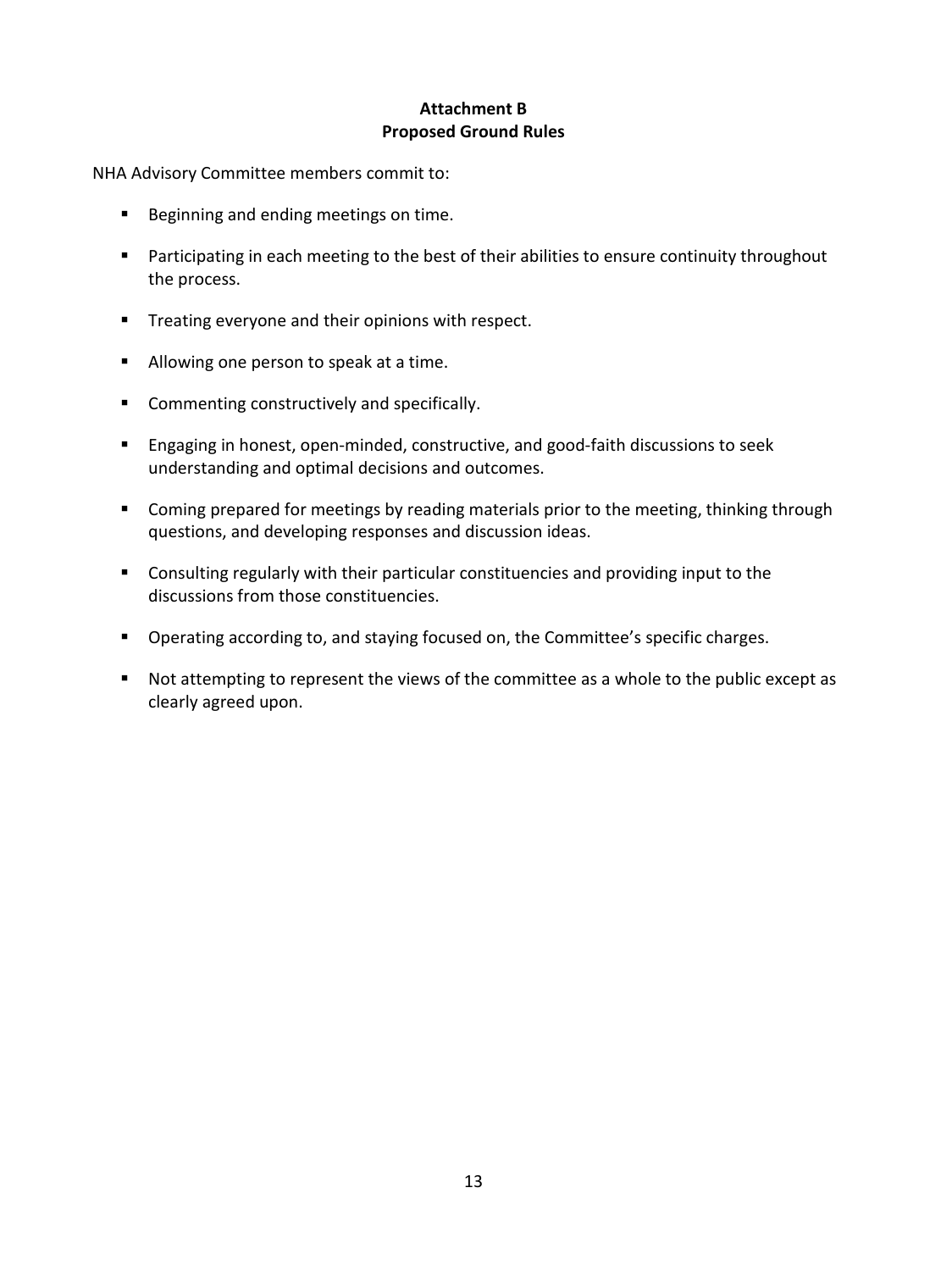## Attachment B
## Proposed Ground Rules

NHA Advisory Committee members commit to:

- Beginning and ending meetings on time.
- Participating in each meeting to the best of their abilities to ensure continuity throughout the process.
- Treating everyone and their opinions with respect.
- Allowing one person to speak at a time.
- Commenting constructively and specifically.
- Engaging in honest, open-minded, constructive, and good-faith discussions to seek understanding and optimal decisions and outcomes.
- Coming prepared for meetings by reading materials prior to the meeting, thinking through questions, and developing responses and discussion ideas.
- Consulting regularly with their particular constituencies and providing input to the discussions from those constituencies.
- Operating according to, and staying focused on, the Committee's specific charges.
- Not attempting to represent the views of the committee as a whole to the public except as clearly agreed upon.